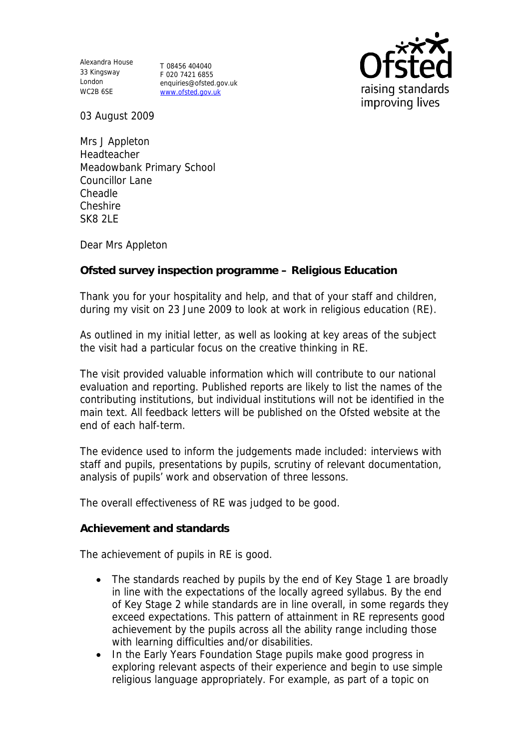Alexandra House
33 Kingsway
London
WC2B 6SE

T 08456 404040
F 020 7421 6855
enquiries@ofsted.gov.uk
www.ofsted.gov.uk

03 August 2009

Mrs J Appleton
Headteacher
Meadowbank Primary School
Councillor Lane
Cheadle
Cheshire
SK8 2LE

Dear Mrs Appleton

**Ofsted survey inspection programme – Religious Education**

Thank you for your hospitality and help, and that of your staff and children, during my visit on 23 June 2009 to look at work in religious education (RE).

As outlined in my initial letter, as well as looking at key areas of the subject the visit had a particular focus on the creative thinking in RE.

The visit provided valuable information which will contribute to our national evaluation and reporting. Published reports are likely to list the names of the contributing institutions, but individual institutions will not be identified in the main text. All feedback letters will be published on the Ofsted website at the end of each half-term.

The evidence used to inform the judgements made included: interviews with staff and pupils, presentations by pupils, scrutiny of relevant documentation, analysis of pupils' work and observation of three lessons.

The overall effectiveness of RE was judged to be good.

**Achievement and standards**

The achievement of pupils in RE is good.

- The standards reached by pupils by the end of Key Stage 1 are broadly in line with the expectations of the locally agreed syllabus. By the end of Key Stage 2 while standards are in line overall, in some regards they exceed expectations. This pattern of attainment in RE represents good achievement by the pupils across all the ability range including those with learning difficulties and/or disabilities.
- In the Early Years Foundation Stage pupils make good progress in exploring relevant aspects of their experience and begin to use simple religious language appropriately. For example, as part of a topic on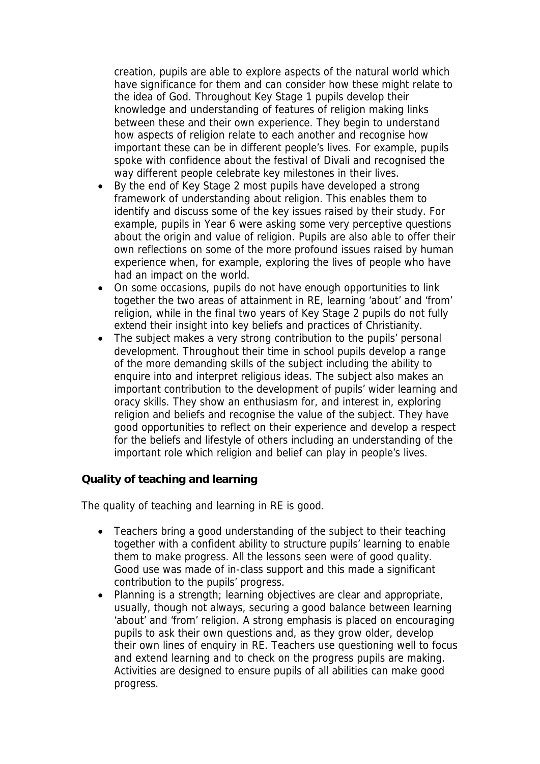creation, pupils are able to explore aspects of the natural world which have significance for them and can consider how these might relate to the idea of God. Throughout Key Stage 1 pupils develop their knowledge and understanding of features of religion making links between these and their own experience. They begin to understand how aspects of religion relate to each another and recognise how important these can be in different people's lives. For example, pupils spoke with confidence about the festival of Divali and recognised the way different people celebrate key milestones in their lives.

- By the end of Key Stage 2 most pupils have developed a strong framework of understanding about religion. This enables them to identify and discuss some of the key issues raised by their study. For example, pupils in Year 6 were asking some very perceptive questions about the origin and value of religion. Pupils are also able to offer their own reflections on some of the more profound issues raised by human experience when, for example, exploring the lives of people who have had an impact on the world.
- On some occasions, pupils do not have enough opportunities to link together the two areas of attainment in RE, learning 'about' and 'from' religion, while in the final two years of Key Stage 2 pupils do not fully extend their insight into key beliefs and practices of Christianity.
- The subject makes a very strong contribution to the pupils' personal development. Throughout their time in school pupils develop a range of the more demanding skills of the subject including the ability to enquire into and interpret religious ideas. The subject also makes an important contribution to the development of pupils' wider learning and oracy skills. They show an enthusiasm for, and interest in, exploring religion and beliefs and recognise the value of the subject. They have good opportunities to reflect on their experience and develop a respect for the beliefs and lifestyle of others including an understanding of the important role which religion and belief can play in people's lives.

**Quality of teaching and learning**

The quality of teaching and learning in RE is good.

- Teachers bring a good understanding of the subject to their teaching together with a confident ability to structure pupils' learning to enable them to make progress. All the lessons seen were of good quality. Good use was made of in-class support and this made a significant contribution to the pupils' progress.
- Planning is a strength; learning objectives are clear and appropriate, usually, though not always, securing a good balance between learning 'about' and 'from' religion. A strong emphasis is placed on encouraging pupils to ask their own questions and, as they grow older, develop their own lines of enquiry in RE. Teachers use questioning well to focus and extend learning and to check on the progress pupils are making. Activities are designed to ensure pupils of all abilities can make good progress.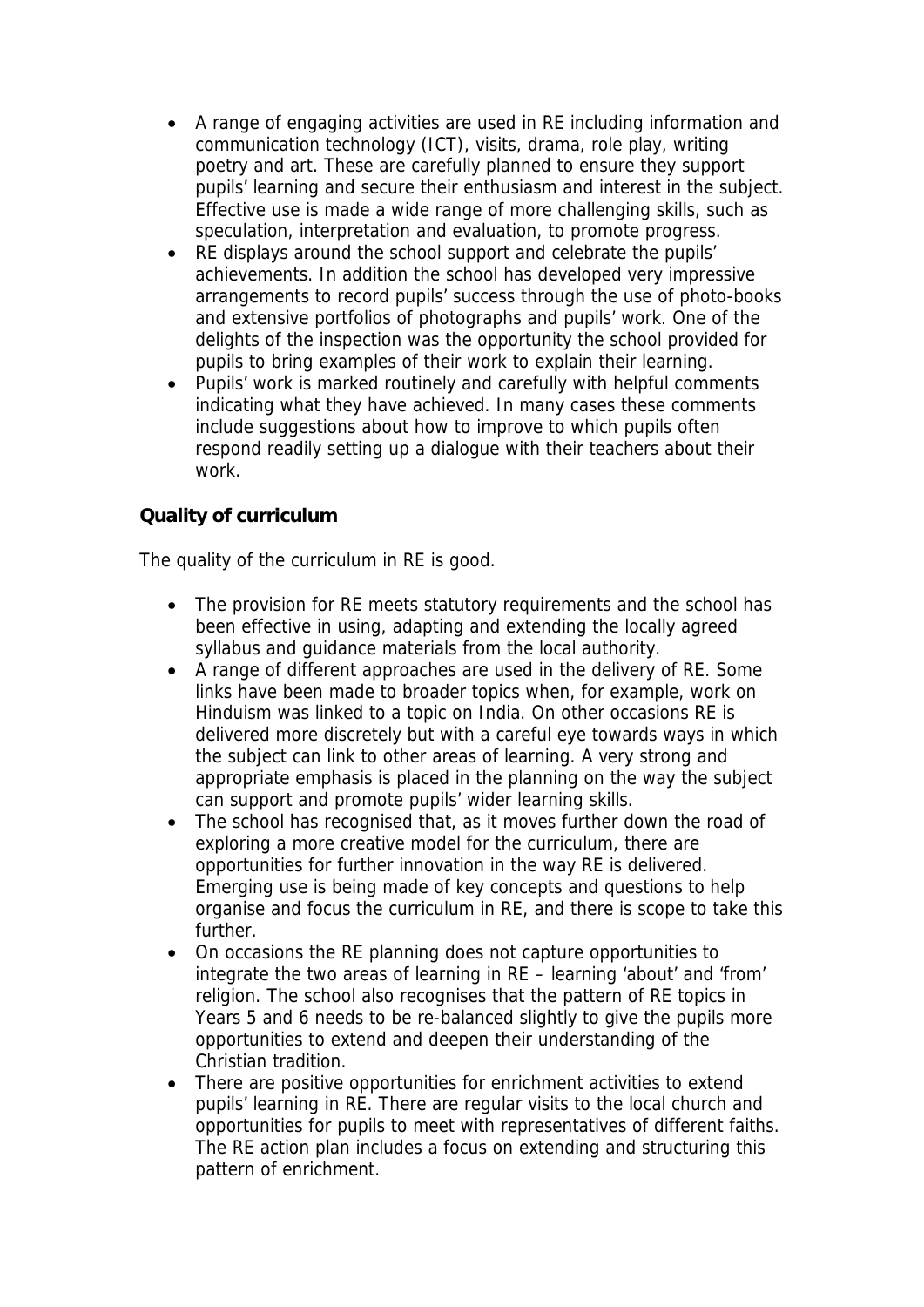- A range of engaging activities are used in RE including information and communication technology (ICT), visits, drama, role play, writing poetry and art. These are carefully planned to ensure they support pupils' learning and secure their enthusiasm and interest in the subject. Effective use is made a wide range of more challenging skills, such as speculation, interpretation and evaluation, to promote progress.
- RE displays around the school support and celebrate the pupils' achievements. In addition the school has developed very impressive arrangements to record pupils' success through the use of photo-books and extensive portfolios of photographs and pupils' work. One of the delights of the inspection was the opportunity the school provided for pupils to bring examples of their work to explain their learning.
- Pupils' work is marked routinely and carefully with helpful comments indicating what they have achieved. In many cases these comments include suggestions about how to improve to which pupils often respond readily setting up a dialogue with their teachers about their work.

**Quality of curriculum**

The quality of the curriculum in RE is good.

- The provision for RE meets statutory requirements and the school has been effective in using, adapting and extending the locally agreed syllabus and guidance materials from the local authority.
- A range of different approaches are used in the delivery of RE. Some links have been made to broader topics when, for example, work on Hinduism was linked to a topic on India. On other occasions RE is delivered more discretely but with a careful eye towards ways in which the subject can link to other areas of learning. A very strong and appropriate emphasis is placed in the planning on the way the subject can support and promote pupils' wider learning skills.
- The school has recognised that, as it moves further down the road of exploring a more creative model for the curriculum, there are opportunities for further innovation in the way RE is delivered. Emerging use is being made of key concepts and questions to help organise and focus the curriculum in RE, and there is scope to take this further.
- On occasions the RE planning does not capture opportunities to integrate the two areas of learning in RE – learning 'about' and 'from' religion. The school also recognises that the pattern of RE topics in Years 5 and 6 needs to be re-balanced slightly to give the pupils more opportunities to extend and deepen their understanding of the Christian tradition.
- There are positive opportunities for enrichment activities to extend pupils' learning in RE. There are regular visits to the local church and opportunities for pupils to meet with representatives of different faiths. The RE action plan includes a focus on extending and structuring this pattern of enrichment.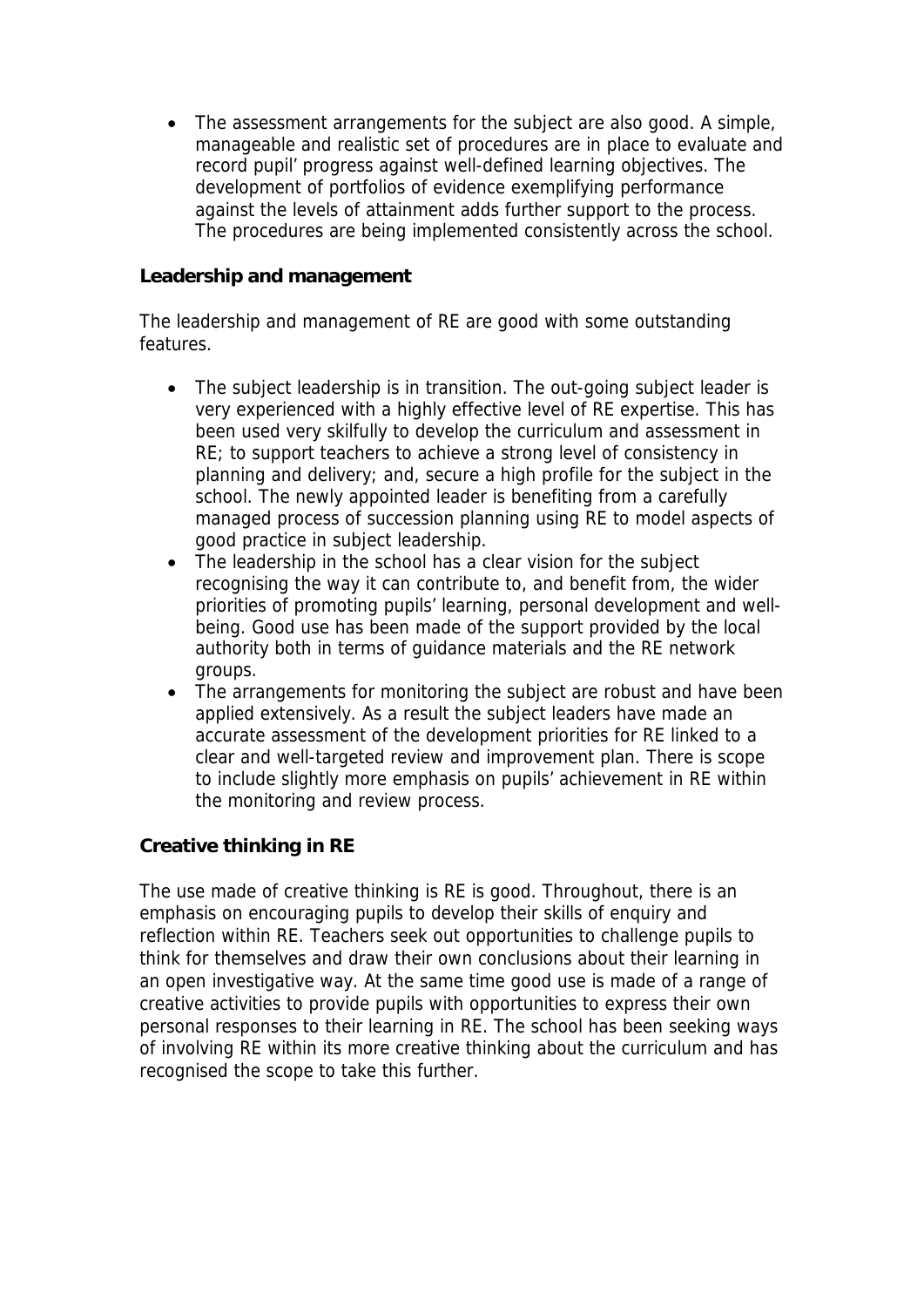- The assessment arrangements for the subject are also good. A simple, manageable and realistic set of procedures are in place to evaluate and record pupil' progress against well-defined learning objectives. The development of portfolios of evidence exemplifying performance against the levels of attainment adds further support to the process. The procedures are being implemented consistently across the school.

**Leadership and management**

The leadership and management of RE are good with some outstanding features.

- The subject leadership is in transition. The out-going subject leader is very experienced with a highly effective level of RE expertise. This has been used very skilfully to develop the curriculum and assessment in RE; to support teachers to achieve a strong level of consistency in planning and delivery; and, secure a high profile for the subject in the school. The newly appointed leader is benefiting from a carefully managed process of succession planning using RE to model aspects of good practice in subject leadership.
- The leadership in the school has a clear vision for the subject recognising the way it can contribute to, and benefit from, the wider priorities of promoting pupils' learning, personal development and well-being. Good use has been made of the support provided by the local authority both in terms of guidance materials and the RE network groups.
- The arrangements for monitoring the subject are robust and have been applied extensively. As a result the subject leaders have made an accurate assessment of the development priorities for RE linked to a clear and well-targeted review and improvement plan. There is scope to include slightly more emphasis on pupils' achievement in RE within the monitoring and review process.

**Creative thinking in RE**

The use made of creative thinking is RE is good. Throughout, there is an emphasis on encouraging pupils to develop their skills of enquiry and reflection within RE. Teachers seek out opportunities to challenge pupils to think for themselves and draw their own conclusions about their learning in an open investigative way. At the same time good use is made of a range of creative activities to provide pupils with opportunities to express their own personal responses to their learning in RE. The school has been seeking ways of involving RE within its more creative thinking about the curriculum and has recognised the scope to take this further.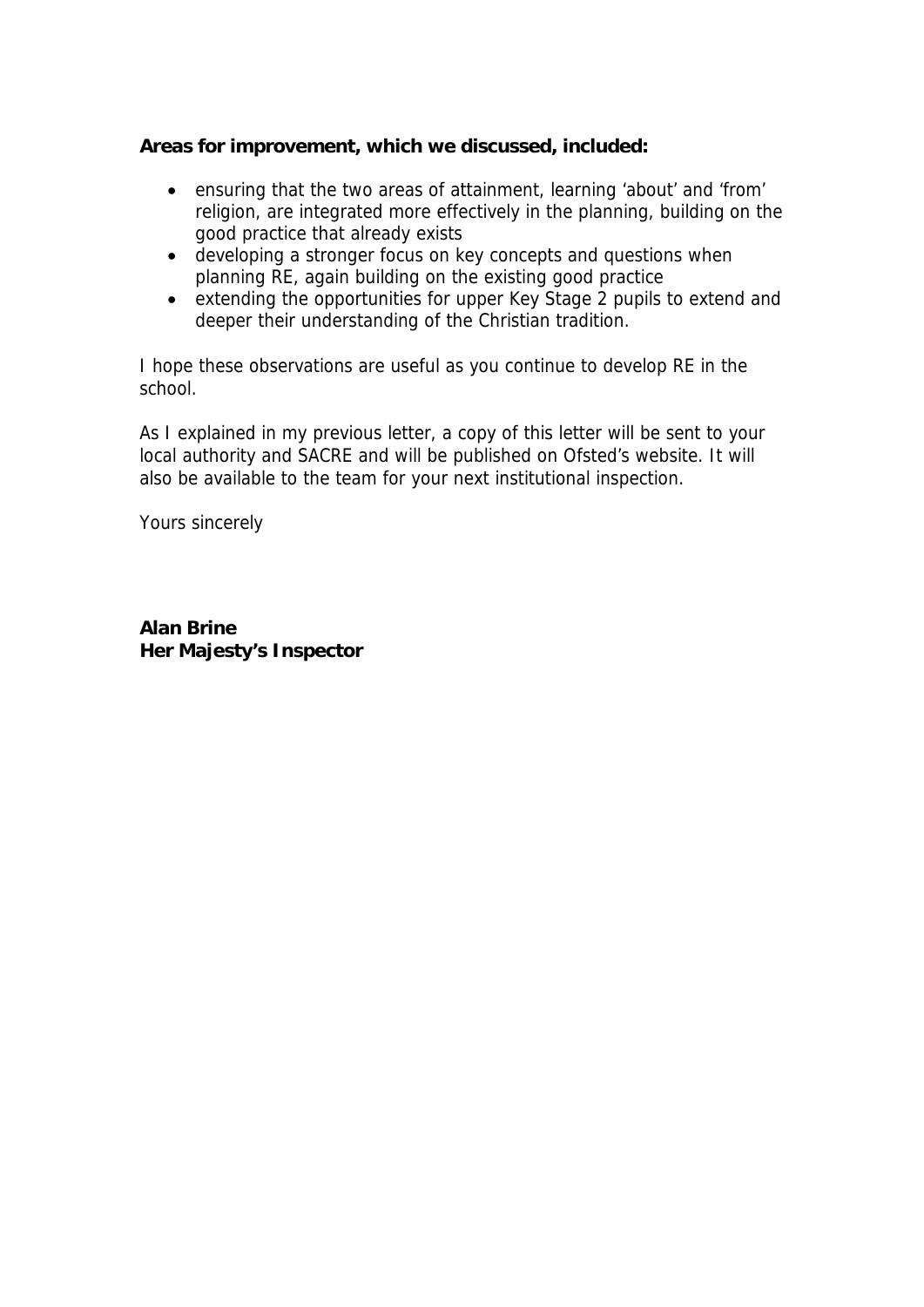**Areas for improvement, which we discussed, included:**

- ensuring that the two areas of attainment, learning 'about' and 'from' religion, are integrated more effectively in the planning, building on the good practice that already exists
- developing a stronger focus on key concepts and questions when planning RE, again building on the existing good practice
- extending the opportunities for upper Key Stage 2 pupils to extend and deeper their understanding of the Christian tradition.

I hope these observations are useful as you continue to develop RE in the school.

As I explained in my previous letter, a copy of this letter will be sent to your local authority and SACRE and will be published on Ofsted's website. It will also be available to the team for your next institutional inspection.

Yours sincerely

**Alan Brine**
**Her Majesty's Inspector**